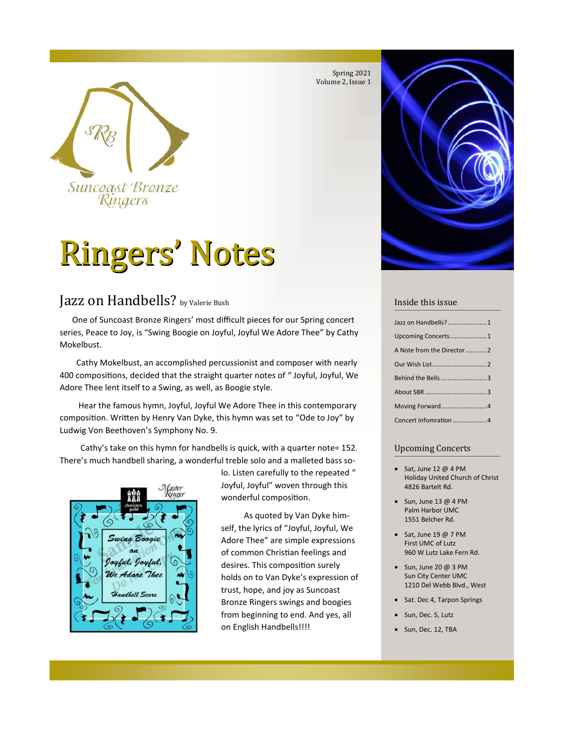Spring 2021
Volume 2, Issue 1

Suncoast Bronze Ringers

# Ringers' Notes

## Jazz on Handbells? by Valerie Bush

One of Suncoast Bronze Ringers' most difficult pieces for our Spring concert series, Peace to Joy, is "Swing Boogie on Joyful, Joyful We Adore Thee" by Cathy Mokelbust.

Cathy Mokelbust, an accomplished percussionist and composer with nearly 400 compositions, decided that the straight quarter notes of " Joyful, Joyful, We Adore Thee lent itself to a Swing, as well, as Boogie style.

Hear the famous hymn, Joyful, Joyful We Adore Thee in this contemporary composition. Written by Henry Van Dyke, this hymn was set to "Ode to Joy" by Ludwig Von Beethoven's Symphony No. 9.

Cathy's take on this hymn for handbells is quick, with a quarter note= 152. There's much handbell sharing, a wonderful treble solo and a malleted bass solo. Listen carefully to the repeated " Joyful, Joyful" woven through this wonderful composition.

As quoted by Van Dyke himself, the lyrics of "Joyful, Joyful, We Adore Thee" are simple expressions of common Christian feelings and desires. This composition surely holds on to Van Dyke's expression of trust, hope, and joy as Suncoast Bronze Ringers swings and boogies from beginning to end. And yes, all on English Handbells!!!!

### Inside this issue

| | |
|---|---|
| Jazz on Handbells? | 1 |
| Upcoming Concerts | 1 |
| A Note from the Director | 2 |
| Our Wish List | 2 |
| Behind the Bells | 3 |
| About SBR | 3 |
| Moving Forward | 4 |
| Concert Infomration | 4 |

### Upcoming Concerts

- Sat, June 12 @ 4 PM
  Holiday United Church of Christ
  4826 Bartelt Rd.
- Sun, June 13 @ 4 PM
  Palm Harbor UMC
  1551 Belcher Rd.
- Sat, June 19 @ 7 PM
  First UMC of Lutz
  960 W Lutz Lake Fern Rd.
- Sun, June 20 @ 3 PM
  Sun City Center UMC
  1210 Del Webb Blvd., West
- Sat. Dec 4, Tarpon Springs
- Sun, Dec. 5, Lutz
- Sun, Dec. 12, TBA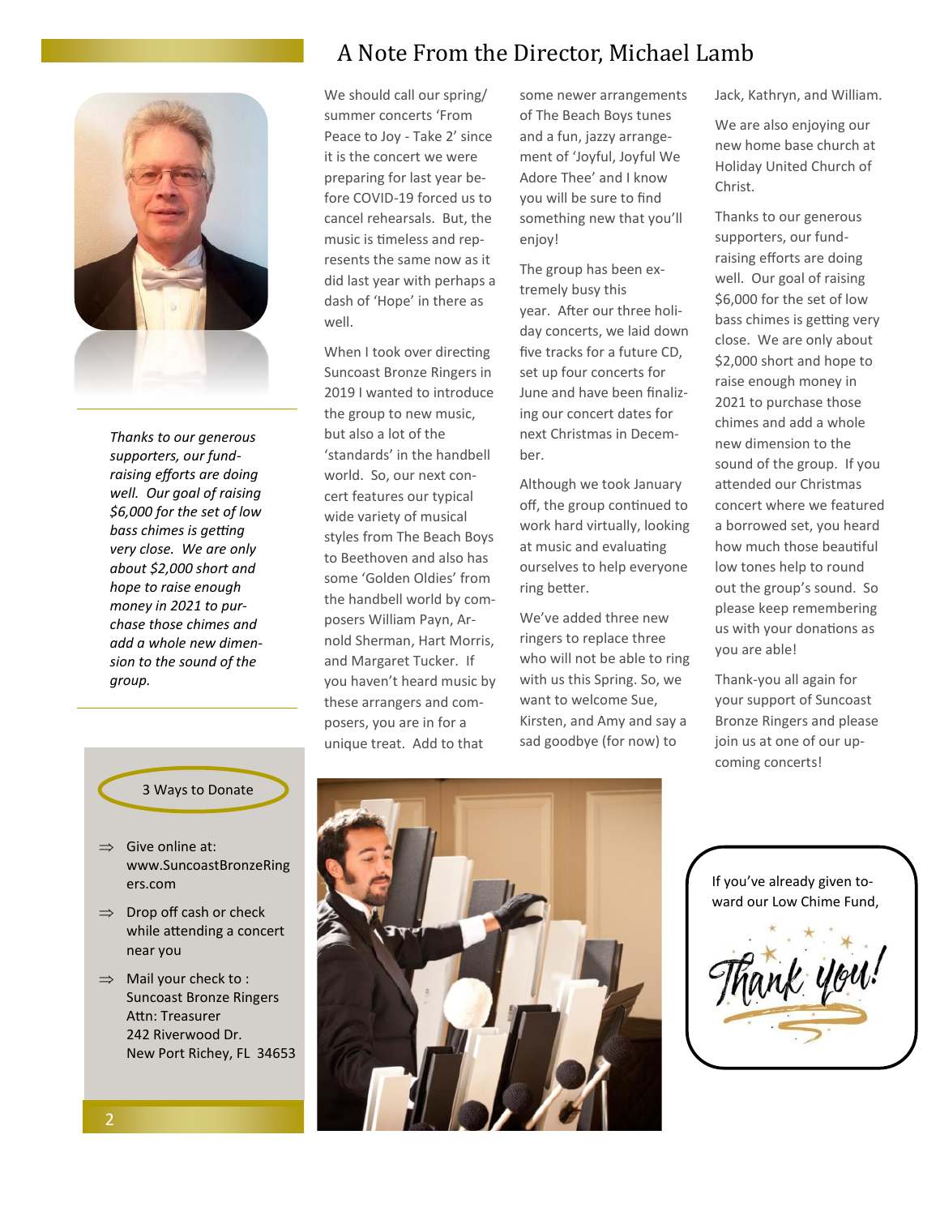# A Note From the Director, Michael Lamb

We should call our spring/summer concerts 'From Peace to Joy - Take 2' since it is the concert we were preparing for last year before COVID-19 forced us to cancel rehearsals. But, the music is timeless and represents the same now as it did last year with perhaps a dash of 'Hope' in there as well.

When I took over directing Suncoast Bronze Ringers in 2019 I wanted to introduce the group to new music, but also a lot of the 'standards' in the handbell world. So, our next concert features our typical wide variety of musical styles from The Beach Boys to Beethoven and also has some 'Golden Oldies' from the handbell world by composers William Payn, Arnold Sherman, Hart Morris, and Margaret Tucker. If you haven't heard music by these arrangers and composers, you are in for a unique treat. Add to that some newer arrangements of The Beach Boys tunes and a fun, jazzy arrangement of 'Joyful, Joyful We Adore Thee' and I know you will be sure to find something new that you'll enjoy!

The group has been extremely busy this year. After our three holiday concerts, we laid down five tracks for a future CD, set up four concerts for June and have been finalizing our concert dates for next Christmas in December.

Although we took January off, the group continued to work hard virtually, looking at music and evaluating ourselves to help everyone ring better.

We've added three new ringers to replace three who will not be able to ring with us this Spring. So, we want to welcome Sue, Kirsten, and Amy and say a sad goodbye (for now) to Jack, Kathryn, and William.

We are also enjoying our new home base church at Holiday United Church of Christ.

Thanks to our generous supporters, our fundraising efforts are doing well. Our goal of raising $6,000 for the set of low bass chimes is getting very close. We are only about $2,000 short and hope to raise enough money in 2021 to purchase those chimes and add a whole new dimension to the sound of the group. If you attended our Christmas concert where we featured a borrowed set, you heard how much those beautiful low tones help to round out the group's sound. So please keep remembering us with your donations as you are able!

Thank-you all again for your support of Suncoast Bronze Ringers and please join us at one of our upcoming concerts!

*Thanks to our generous supporters, our fundraising efforts are doing well. Our goal of raising $6,000 for the set of low bass chimes is getting very close. We are only about $2,000 short and hope to raise enough money in 2021 to purchase those chimes and add a whole new dimension to the sound of the group.*

## 3 Ways to Donate

- Give online at: www.SuncoastBronzeRingers.com
- Drop off cash or check while attending a concert near you
- Mail your check to :
  Suncoast Bronze Ringers
  Attn: Treasurer
  242 Riverwood Dr.
  New Port Richey, FL 34653

If you've already given toward our Low Chime Fund,

Thank you!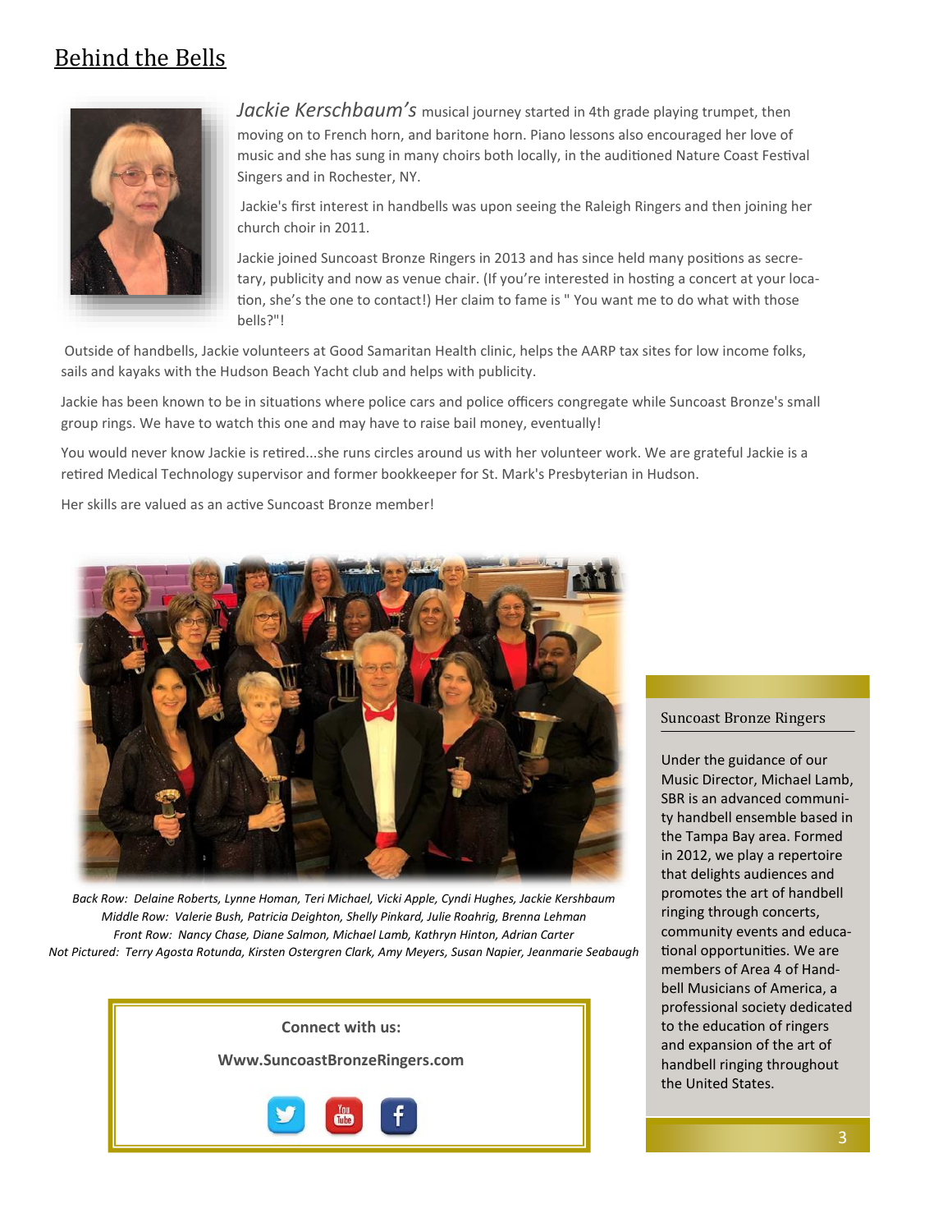## Behind the Bells

*Jackie Kerschbaum's* musical journey started in 4th grade playing trumpet, then moving on to French horn, and baritone horn. Piano lessons also encouraged her love of music and she has sung in many choirs both locally, in the auditioned Nature Coast Festival Singers and in Rochester, NY.

Jackie's first interest in handbells was upon seeing the Raleigh Ringers and then joining her church choir in 2011.

Jackie joined Suncoast Bronze Ringers in 2013 and has since held many positions as secretary, publicity and now as venue chair. (If you're interested in hosting a concert at your location, she's the one to contact!) Her claim to fame is " You want me to do what with those bells?"!

Outside of handbells, Jackie volunteers at Good Samaritan Health clinic, helps the AARP tax sites for low income folks, sails and kayaks with the Hudson Beach Yacht club and helps with publicity.

Jackie has been known to be in situations where police cars and police officers congregate while Suncoast Bronze's small group rings. We have to watch this one and may have to raise bail money, eventually!

You would never know Jackie is retired...she runs circles around us with her volunteer work. We are grateful Jackie is a retired Medical Technology supervisor and former bookkeeper for St. Mark's Presbyterian in Hudson.

Her skills are valued as an active Suncoast Bronze member!

*Back Row: Delaine Roberts, Lynne Homan, Teri Michael, Vicki Apple, Cyndi Hughes, Jackie Kershbaum*
*Middle Row: Valerie Bush, Patricia Deighton, Shelly Pinkard, Julie Roahrig, Brenna Lehman*
*Front Row: Nancy Chase, Diane Salmon, Michael Lamb, Kathryn Hinton, Adrian Carter*
*Not Pictured: Terry Agosta Rotunda, Kirsten Ostergren Clark, Amy Meyers, Susan Napier, Jeanmarie Seabaugh*

**Connect with us:**

**Www.SuncoastBronzeRingers.com**

### Suncoast Bronze Ringers

Under the guidance of our Music Director, Michael Lamb, SBR is an advanced community handbell ensemble based in the Tampa Bay area. Formed in 2012, we play a repertoire that delights audiences and promotes the art of handbell ringing through concerts, community events and educational opportunities. We are members of Area 4 of Handbell Musicians of America, a professional society dedicated to the education of ringers and expansion of the art of handbell ringing throughout the United States.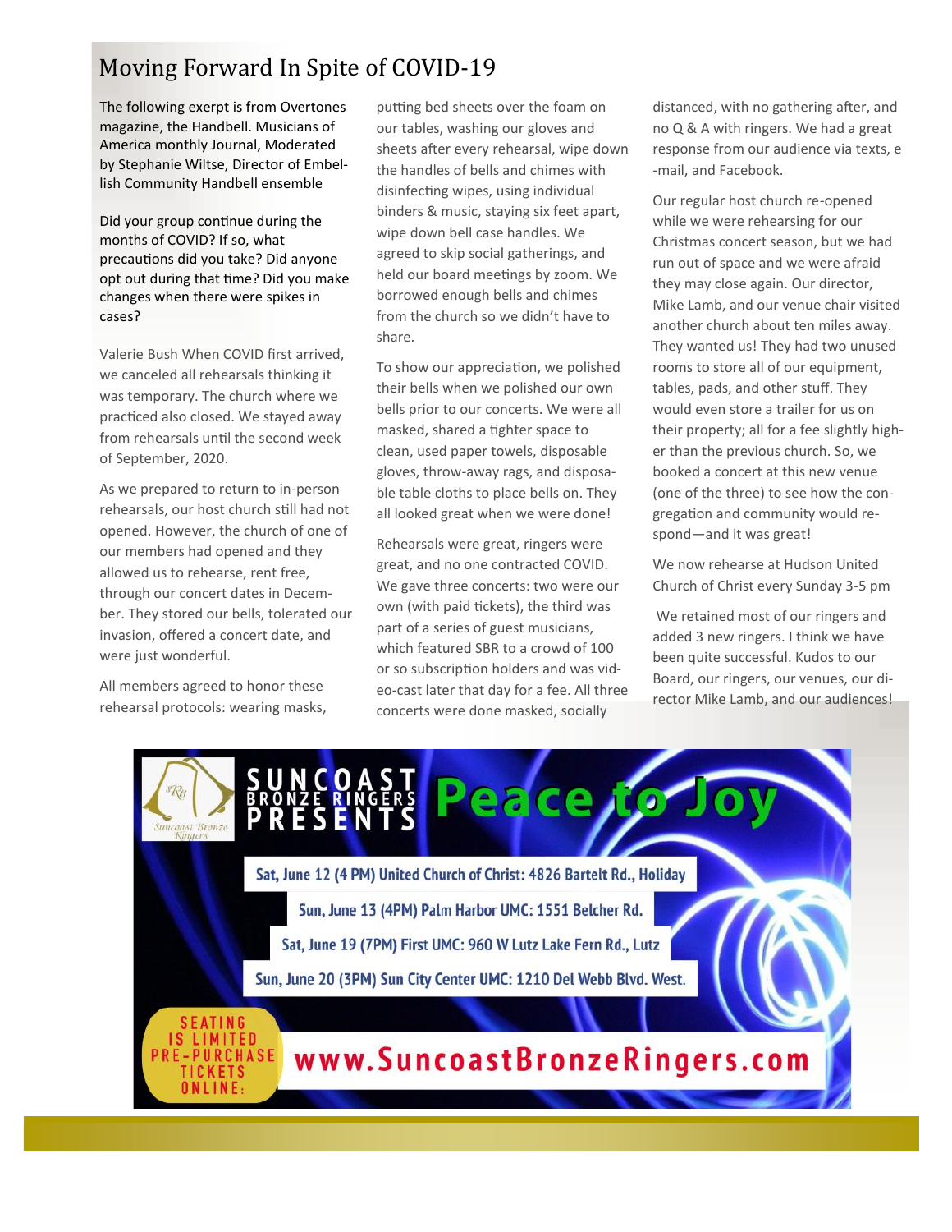# Moving Forward In Spite of COVID-19

The following exerpt is from Overtones magazine, the Handbell. Musicians of America monthly Journal, Moderated by Stephanie Wiltse, Director of Embellish Community Handbell ensemble

Did your group continue during the months of COVID? If so, what precautions did you take? Did anyone opt out during that time? Did you make changes when there were spikes in cases?

Valerie Bush When COVID first arrived, we canceled all rehearsals thinking it was temporary. The church where we practiced also closed. We stayed away from rehearsals until the second week of September, 2020.

As we prepared to return to in-person rehearsals, our host church still had not opened. However, the church of one of our members had opened and they allowed us to rehearse, rent free, through our concert dates in December. They stored our bells, tolerated our invasion, offered a concert date, and were just wonderful.

All members agreed to honor these rehearsal protocols: wearing masks, putting bed sheets over the foam on our tables, washing our gloves and sheets after every rehearsal, wipe down the handles of bells and chimes with disinfecting wipes, using individual binders & music, staying six feet apart, wipe down bell case handles. We agreed to skip social gatherings, and held our board meetings by zoom. We borrowed enough bells and chimes from the church so we didn't have to share.

To show our appreciation, we polished their bells when we polished our own bells prior to our concerts. We were all masked, shared a tighter space to clean, used paper towels, disposable gloves, throw-away rags, and disposable table cloths to place bells on. They all looked great when we were done!

Rehearsals were great, ringers were great, and no one contracted COVID. We gave three concerts: two were our own (with paid tickets), the third was part of a series of guest musicians, which featured SBR to a crowd of 100 or so subscription holders and was video-cast later that day for a fee. All three concerts were done masked, socially distanced, with no gathering after, and no Q & A with ringers. We had a great response from our audience via texts, e-mail, and Facebook.

Our regular host church re-opened while we were rehearsing for our Christmas concert season, but we had run out of space and we were afraid they may close again. Our director, Mike Lamb, and our venue chair visited another church about ten miles away. They wanted us! They had two unused rooms to store all of our equipment, tables, pads, and other stuff. They would even store a trailer for us on their property; all for a fee slightly higher than the previous church. So, we booked a concert at this new venue (one of the three) to see how the congregation and community would respond—and it was great!

We now rehearse at Hudson United Church of Christ every Sunday 3-5 pm

We retained most of our ringers and added 3 new ringers. I think we have been quite successful. Kudos to our Board, our ringers, our venues, our director Mike Lamb, and our audiences!

SUNCOAST BRONZE RINGERS PRESENTS **Peace to Joy**

Sat, June 12 (4 PM) United Church of Christ: 4826 Bartelt Rd., Holiday

Sun, June 13 (4PM) Palm Harbor UMC: 1551 Belcher Rd.

Sat, June 19 (7PM) First UMC: 960 W Lutz Lake Fern Rd., Lutz

Sun, June 20 (3PM) Sun City Center UMC: 1210 Del Webb Blvd. West.

SEATING IS LIMITED PRE-PURCHASE TICKETS ONLINE:

www.SuncoastBronzeRingers.com